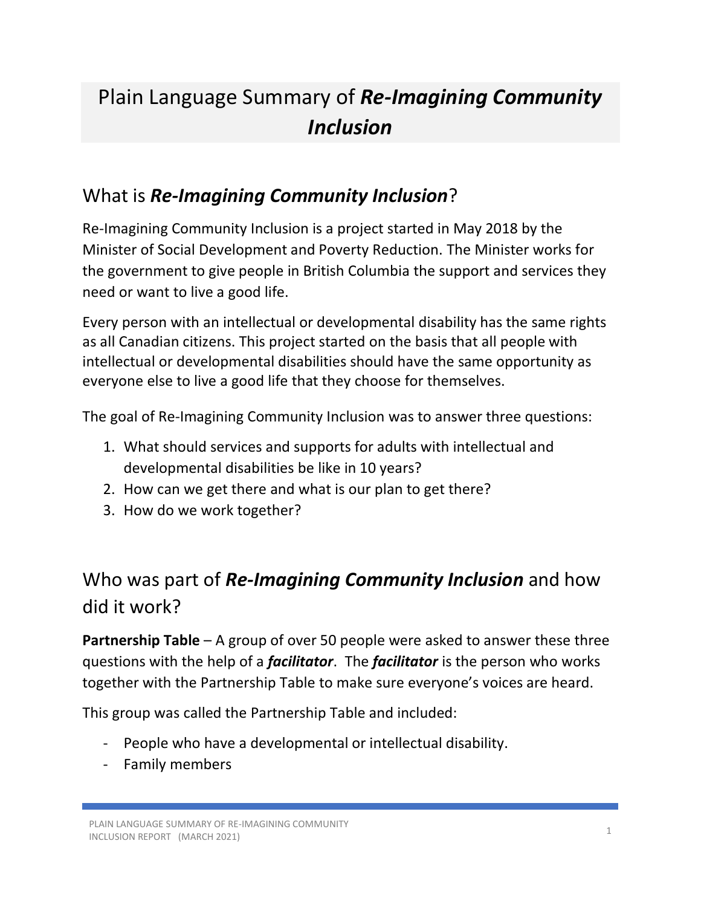# Plain Language Summary of ***Re-Imagining Community Inclusion***

## What is ***Re-Imagining Community Inclusion***?

Re-Imagining Community Inclusion is a project started in May 2018 by the Minister of Social Development and Poverty Reduction. The Minister works for the government to give people in British Columbia the support and services they need or want to live a good life.

Every person with an intellectual or developmental disability has the same rights as all Canadian citizens. This project started on the basis that all people with intellectual or developmental disabilities should have the same opportunity as everyone else to live a good life that they choose for themselves.

The goal of Re-Imagining Community Inclusion was to answer three questions:

1. What should services and supports for adults with intellectual and developmental disabilities be like in 10 years?
2. How can we get there and what is our plan to get there?
3. How do we work together?

## Who was part of ***Re-Imagining Community Inclusion*** and how did it work?

**Partnership Table** – A group of over 50 people were asked to answer these three questions with the help of a ***facilitator***. The ***facilitator*** is the person who works together with the Partnership Table to make sure everyone's voices are heard.

This group was called the Partnership Table and included:

- People who have a developmental or intellectual disability.
- Family members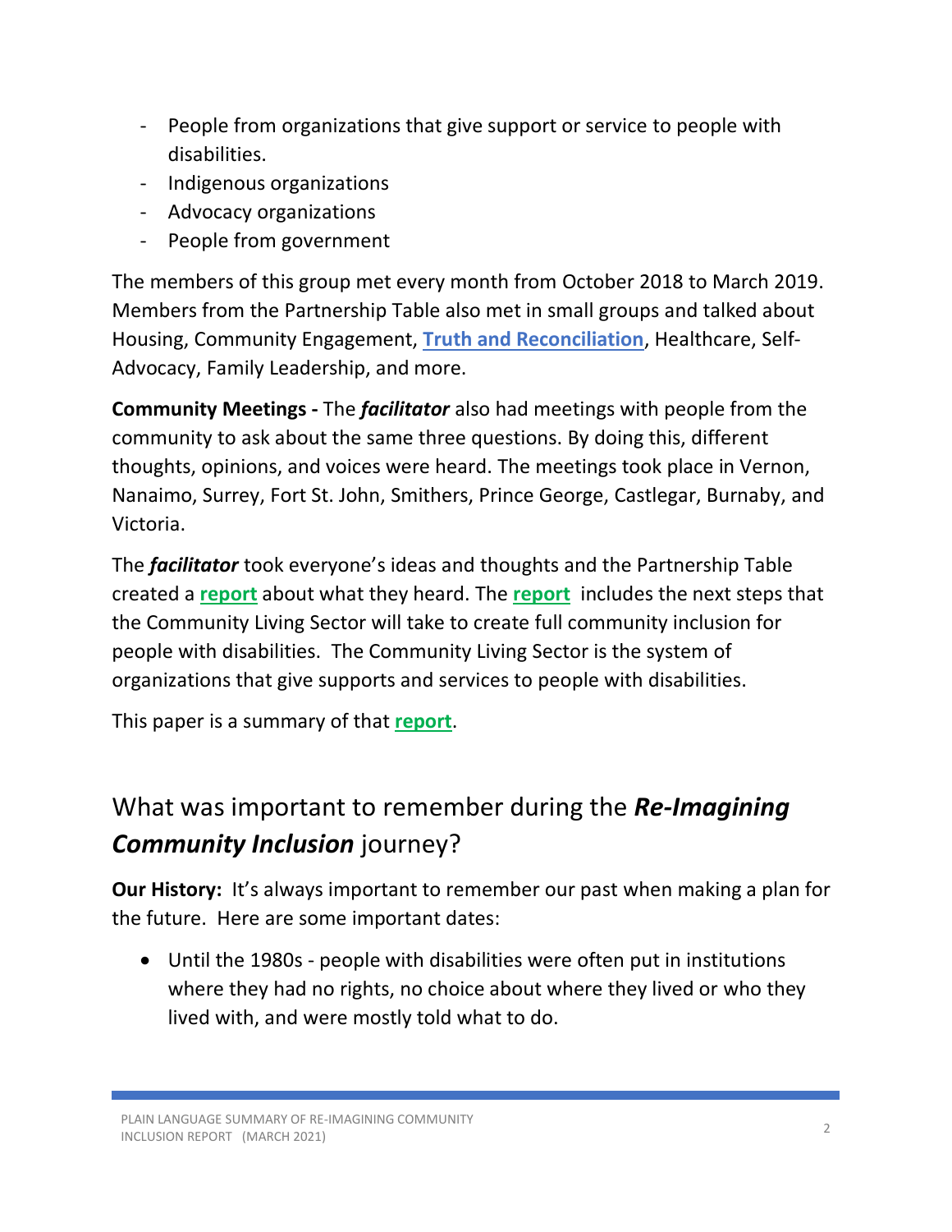- People from organizations that give support or service to people with disabilities.
- Indigenous organizations
- Advocacy organizations
- People from government

The members of this group met every month from October 2018 to March 2019. Members from the Partnership Table also met in small groups and talked about Housing, Community Engagement, **Truth and Reconciliation**, Healthcare, Self-Advocacy, Family Leadership, and more.

**Community Meetings -** The ***facilitator*** also had meetings with people from the community to ask about the same three questions. By doing this, different thoughts, opinions, and voices were heard. The meetings took place in Vernon, Nanaimo, Surrey, Fort St. John, Smithers, Prince George, Castlegar, Burnaby, and Victoria.

The ***facilitator*** took everyone's ideas and thoughts and the Partnership Table created a **report** about what they heard. The **report** includes the next steps that the Community Living Sector will take to create full community inclusion for people with disabilities. The Community Living Sector is the system of organizations that give supports and services to people with disabilities.

This paper is a summary of that **report**.

## What was important to remember during the ***Re-Imagining Community Inclusion*** journey?

**Our History:** It's always important to remember our past when making a plan for the future. Here are some important dates:

- Until the 1980s - people with disabilities were often put in institutions where they had no rights, no choice about where they lived or who they lived with, and were mostly told what to do.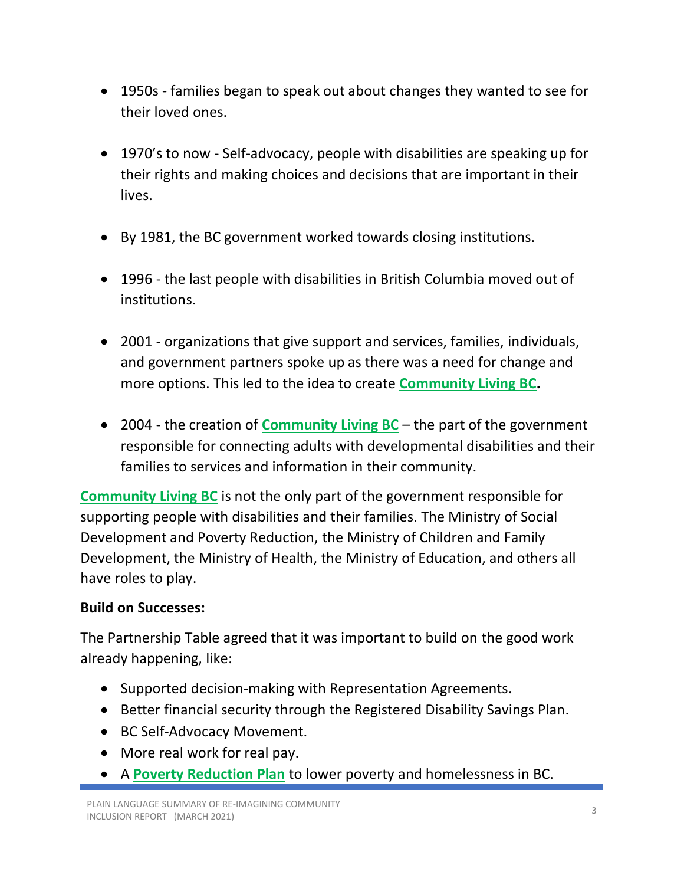- 1950s - families began to speak out about changes they wanted to see for their loved ones.

- 1970's to now - Self-advocacy, people with disabilities are speaking up for their rights and making choices and decisions that are important in their lives.

- By 1981, the BC government worked towards closing institutions.

- 1996 - the last people with disabilities in British Columbia moved out of institutions.

- 2001 - organizations that give support and services, families, individuals, and government partners spoke up as there was a need for change and more options. This led to the idea to create **Community Living BC.**

- 2004 - the creation of **Community Living BC** – the part of the government responsible for connecting adults with developmental disabilities and their families to services and information in their community.

**Community Living BC** is not the only part of the government responsible for supporting people with disabilities and their families. The Ministry of Social Development and Poverty Reduction, the Ministry of Children and Family Development, the Ministry of Health, the Ministry of Education, and others all have roles to play.

**Build on Successes:**

The Partnership Table agreed that it was important to build on the good work already happening, like:

- Supported decision-making with Representation Agreements.
- Better financial security through the Registered Disability Savings Plan.
- BC Self-Advocacy Movement.
- More real work for real pay.
- A **Poverty Reduction Plan** to lower poverty and homelessness in BC.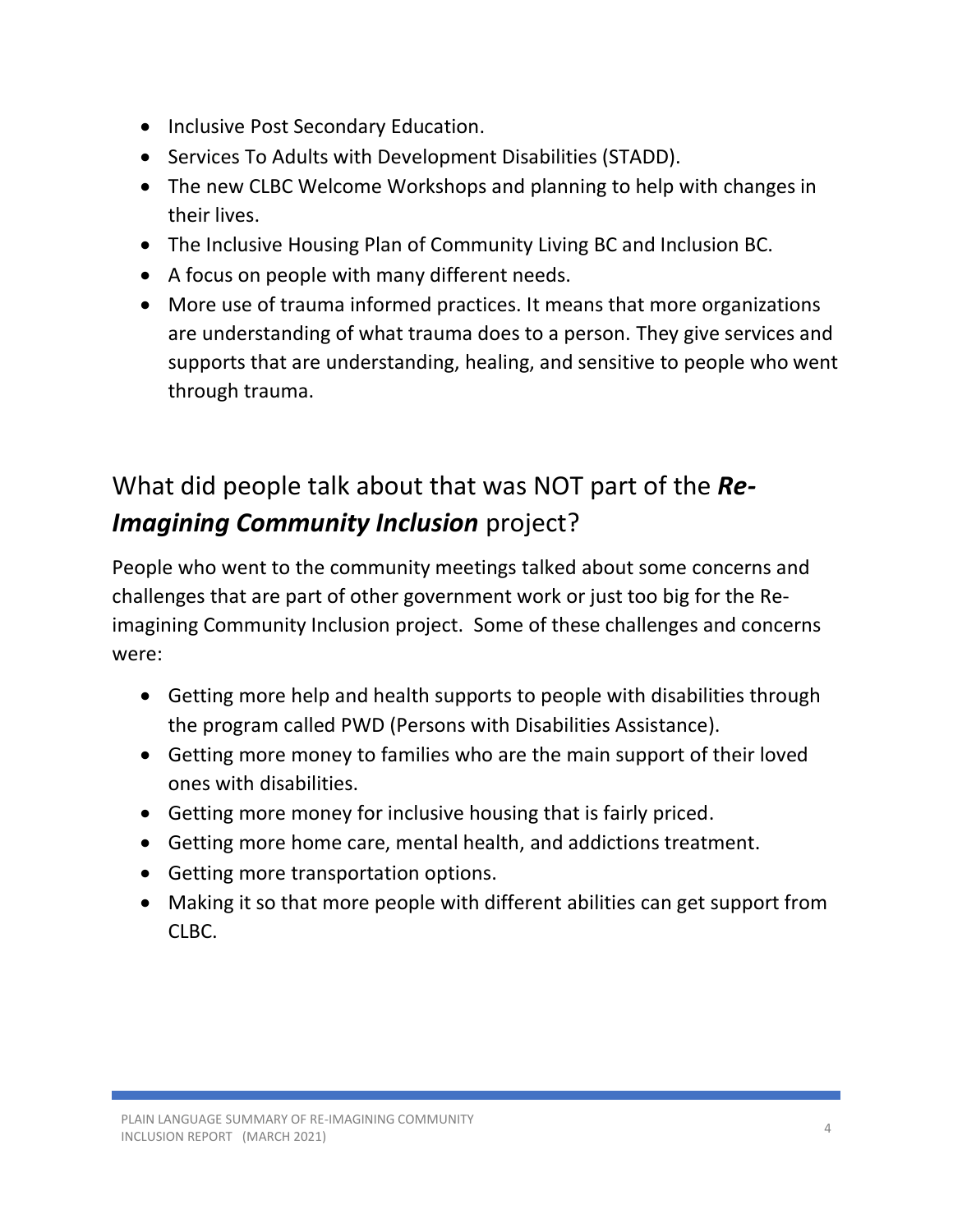- Inclusive Post Secondary Education.
- Services To Adults with Development Disabilities (STADD).
- The new CLBC Welcome Workshops and planning to help with changes in their lives.
- The Inclusive Housing Plan of Community Living BC and Inclusion BC.
- A focus on people with many different needs.
- More use of trauma informed practices. It means that more organizations are understanding of what trauma does to a person. They give services and supports that are understanding, healing, and sensitive to people who went through trauma.

## What did people talk about that was NOT part of the ***Re-Imagining Community Inclusion*** project?

People who went to the community meetings talked about some concerns and challenges that are part of other government work or just too big for the Re-imagining Community Inclusion project.  Some of these challenges and concerns were:

- Getting more help and health supports to people with disabilities through the program called PWD (Persons with Disabilities Assistance).
- Getting more money to families who are the main support of their loved ones with disabilities.
- Getting more money for inclusive housing that is fairly priced.
- Getting more home care, mental health, and addictions treatment.
- Getting more transportation options.
- Making it so that more people with different abilities can get support from CLBC.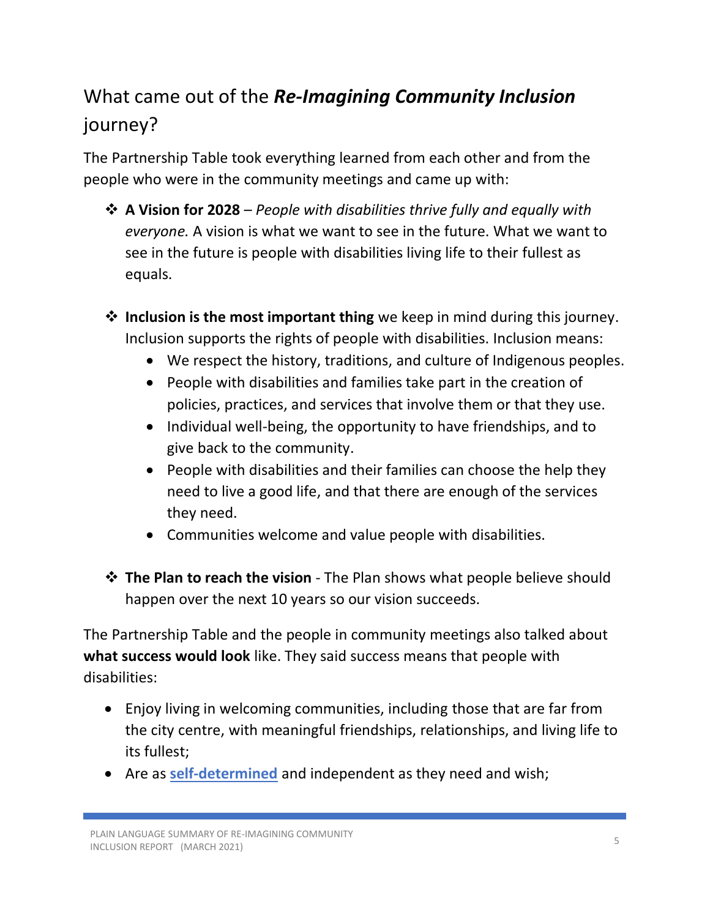## What came out of the ***Re-Imagining Community Inclusion*** journey?

The Partnership Table took everything learned from each other and from the people who were in the community meetings and came up with:

- **A Vision for 2028** – *People with disabilities thrive fully and equally with everyone.* A vision is what we want to see in the future. What we want to see in the future is people with disabilities living life to their fullest as equals.

- **Inclusion is the most important thing** we keep in mind during this journey. Inclusion supports the rights of people with disabilities. Inclusion means:
  - We respect the history, traditions, and culture of Indigenous peoples.
  - People with disabilities and families take part in the creation of policies, practices, and services that involve them or that they use.
  - Individual well-being, the opportunity to have friendships, and to give back to the community.
  - People with disabilities and their families can choose the help they need to live a good life, and that there are enough of the services they need.
  - Communities welcome and value people with disabilities.

- **The Plan to reach the vision** - The Plan shows what people believe should happen over the next 10 years so our vision succeeds.

The Partnership Table and the people in community meetings also talked about **what success would look** like. They said success means that people with disabilities:

- Enjoy living in welcoming communities, including those that are far from the city centre, with meaningful friendships, relationships, and living life to its fullest;
- Are as **self-determined** and independent as they need and wish;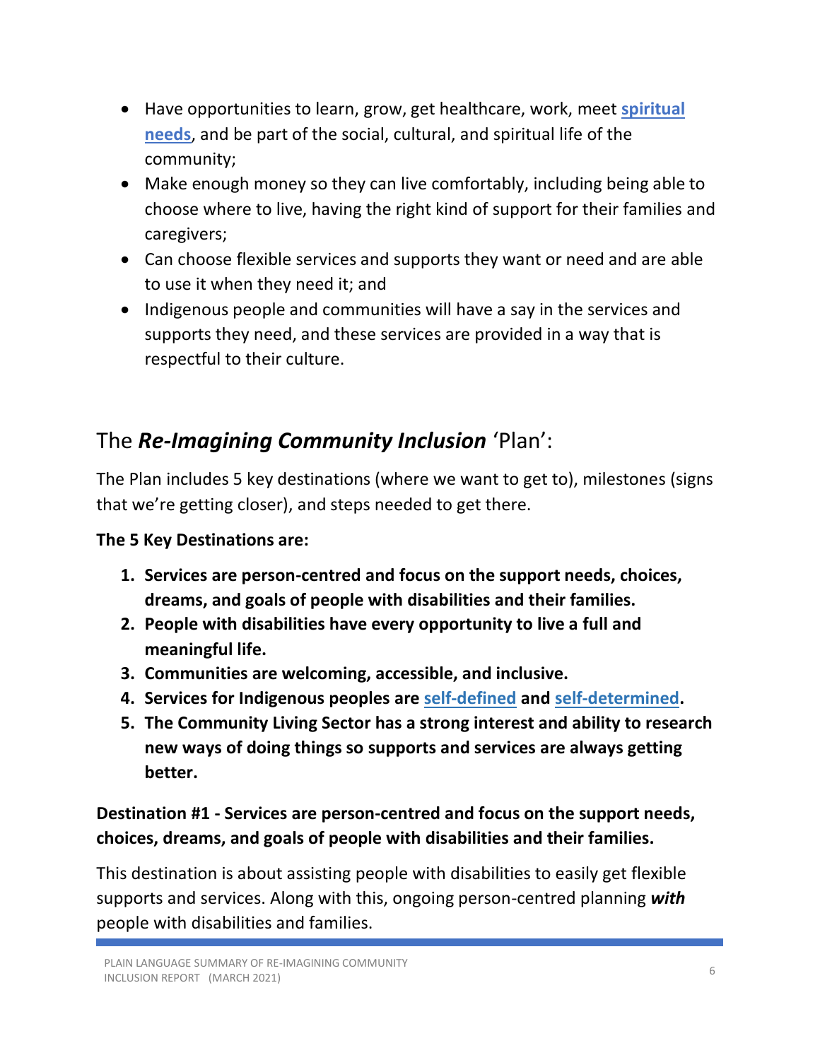- Have opportunities to learn, grow, get healthcare, work, meet **spiritual needs**, and be part of the social, cultural, and spiritual life of the community;
- Make enough money so they can live comfortably, including being able to choose where to live, having the right kind of support for their families and caregivers;
- Can choose flexible services and supports they want or need and are able to use it when they need it; and
- Indigenous people and communities will have a say in the services and supports they need, and these services are provided in a way that is respectful to their culture.

## The ***Re-Imagining Community Inclusion*** 'Plan':

The Plan includes 5 key destinations (where we want to get to), milestones (signs that we're getting closer), and steps needed to get there.

**The 5 Key Destinations are:**

1. **Services are person-centred and focus on the support needs, choices, dreams, and goals of people with disabilities and their families.**
2. **People with disabilities have every opportunity to live a full and meaningful life.**
3. **Communities are welcoming, accessible, and inclusive.**
4. **Services for Indigenous peoples are self-defined and self-determined.**
5. **The Community Living Sector has a strong interest and ability to research new ways of doing things so supports and services are always getting better.**

### Destination #1 - Services are person-centred and focus on the support needs, choices, dreams, and goals of people with disabilities and their families.

This destination is about assisting people with disabilities to easily get flexible supports and services. Along with this, ongoing person-centred planning ***with*** people with disabilities and families.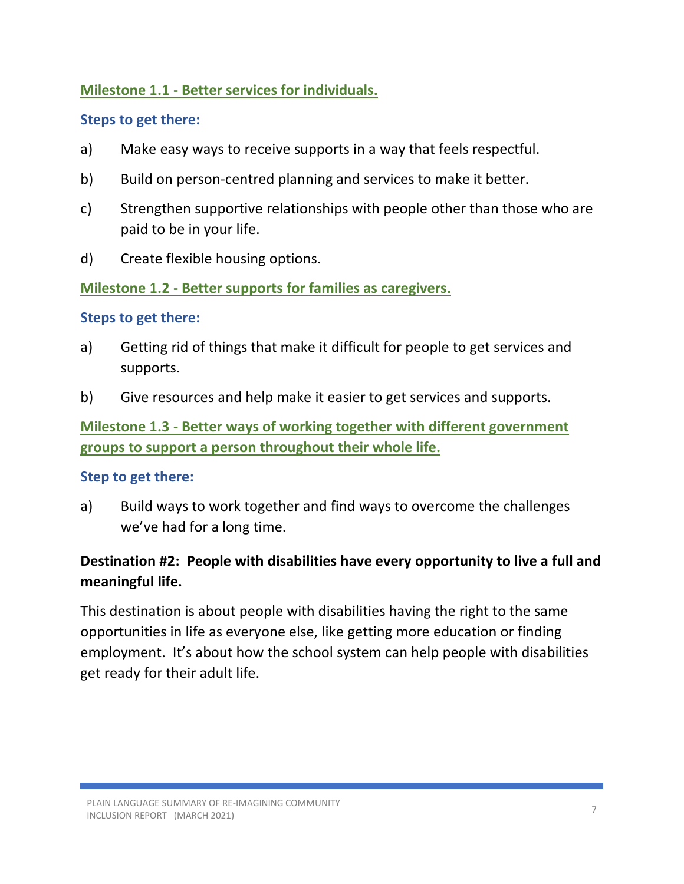### Milestone 1.1 - Better services for individuals.

**Steps to get there:**

a) Make easy ways to receive supports in a way that feels respectful.

b) Build on person-centred planning and services to make it better.

c) Strengthen supportive relationships with people other than those who are paid to be in your life.

d) Create flexible housing options.

### Milestone 1.2 - Better supports for families as caregivers.

**Steps to get there:**

a) Getting rid of things that make it difficult for people to get services and supports.

b) Give resources and help make it easier to get services and supports.

### Milestone 1.3 - Better ways of working together with different government groups to support a person throughout their whole life.

**Step to get there:**

a) Build ways to work together and find ways to overcome the challenges we've had for a long time.

## Destination #2: People with disabilities have every opportunity to live a full and meaningful life.

This destination is about people with disabilities having the right to the same opportunities in life as everyone else, like getting more education or finding employment. It's about how the school system can help people with disabilities get ready for their adult life.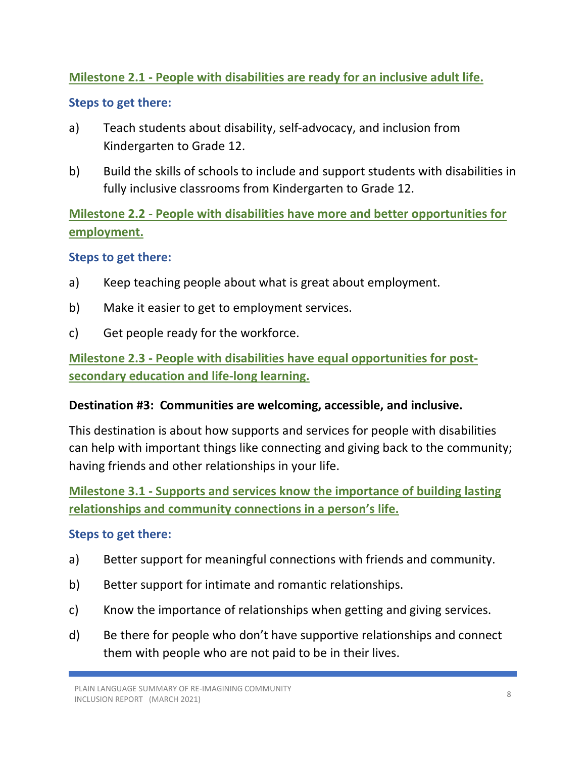### Milestone 2.1 - People with disabilities are ready for an inclusive adult life.

**Steps to get there:**

a) Teach students about disability, self-advocacy, and inclusion from Kindergarten to Grade 12.

b) Build the skills of schools to include and support students with disabilities in fully inclusive classrooms from Kindergarten to Grade 12.

### Milestone 2.2 - People with disabilities have more and better opportunities for employment.

**Steps to get there:**

a) Keep teaching people about what is great about employment.

b) Make it easier to get to employment services.

c) Get people ready for the workforce.

### Milestone 2.3 - People with disabilities have equal opportunities for post-secondary education and life-long learning.

## Destination #3: Communities are welcoming, accessible, and inclusive.

This destination is about how supports and services for people with disabilities can help with important things like connecting and giving back to the community; having friends and other relationships in your life.

### Milestone 3.1 - Supports and services know the importance of building lasting relationships and community connections in a person's life.

**Steps to get there:**

a) Better support for meaningful connections with friends and community.

b) Better support for intimate and romantic relationships.

c) Know the importance of relationships when getting and giving services.

d) Be there for people who don't have supportive relationships and connect them with people who are not paid to be in their lives.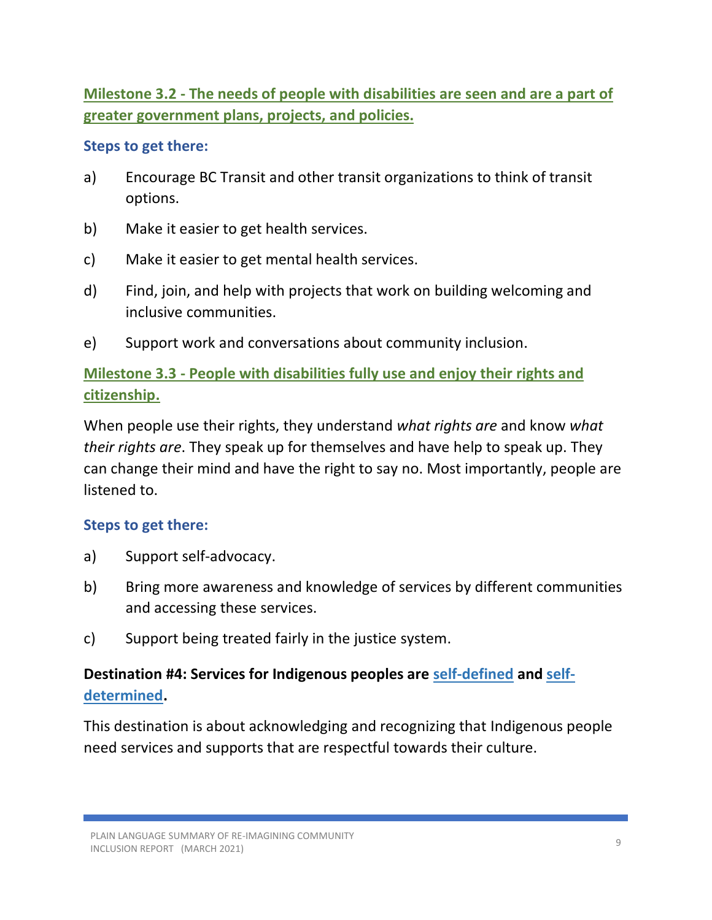### Milestone 3.2 - The needs of people with disabilities are seen and are a part of greater government plans, projects, and policies.

**Steps to get there:**

a) Encourage BC Transit and other transit organizations to think of transit options.

b) Make it easier to get health services.

c) Make it easier to get mental health services.

d) Find, join, and help with projects that work on building welcoming and inclusive communities.

e) Support work and conversations about community inclusion.

### Milestone 3.3 - People with disabilities fully use and enjoy their rights and citizenship.

When people use their rights, they understand *what rights are* and know *what their rights are*. They speak up for themselves and have help to speak up. They can change their mind and have the right to say no. Most importantly, people are listened to.

**Steps to get there:**

a) Support self-advocacy.

b) Bring more awareness and knowledge of services by different communities and accessing these services.

c) Support being treated fairly in the justice system.

## Destination #4: Services for Indigenous peoples are self-defined and self-determined.

This destination is about acknowledging and recognizing that Indigenous people need services and supports that are respectful towards their culture.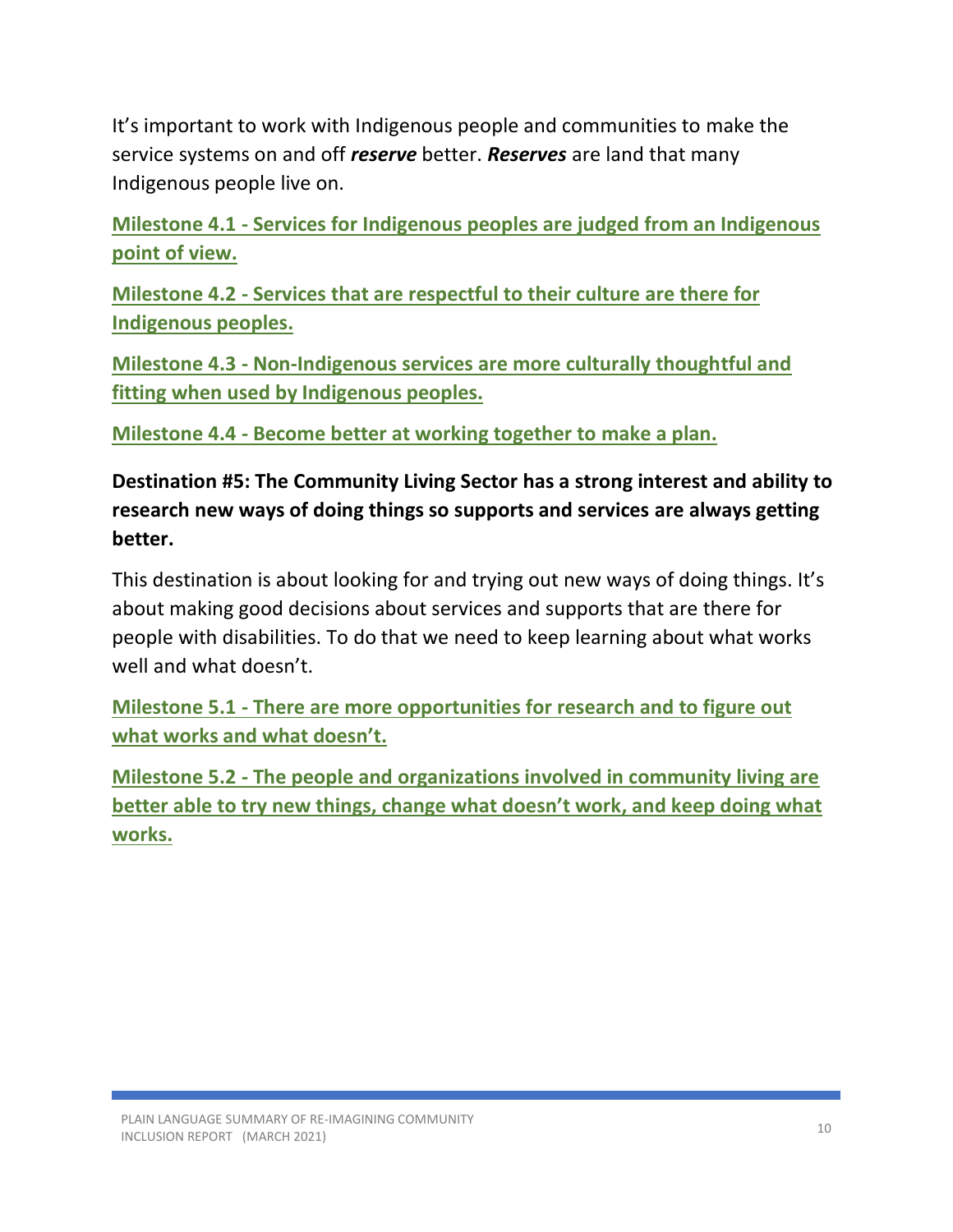It's important to work with Indigenous people and communities to make the service systems on and off ***reserve*** better. ***Reserves*** are land that many Indigenous people live on.

**Milestone 4.1 - Services for Indigenous peoples are judged from an Indigenous point of view.**

**Milestone 4.2 - Services that are respectful to their culture are there for Indigenous peoples.**

**Milestone 4.3 - Non-Indigenous services are more culturally thoughtful and fitting when used by Indigenous peoples.**

**Milestone 4.4 - Become better at working together to make a plan.**

**Destination #5: The Community Living Sector has a strong interest and ability to research new ways of doing things so supports and services are always getting better.**

This destination is about looking for and trying out new ways of doing things. It's about making good decisions about services and supports that are there for people with disabilities. To do that we need to keep learning about what works well and what doesn't.

**Milestone 5.1 - There are more opportunities for research and to figure out what works and what doesn't.**

**Milestone 5.2 - The people and organizations involved in community living are better able to try new things, change what doesn't work, and keep doing what works.**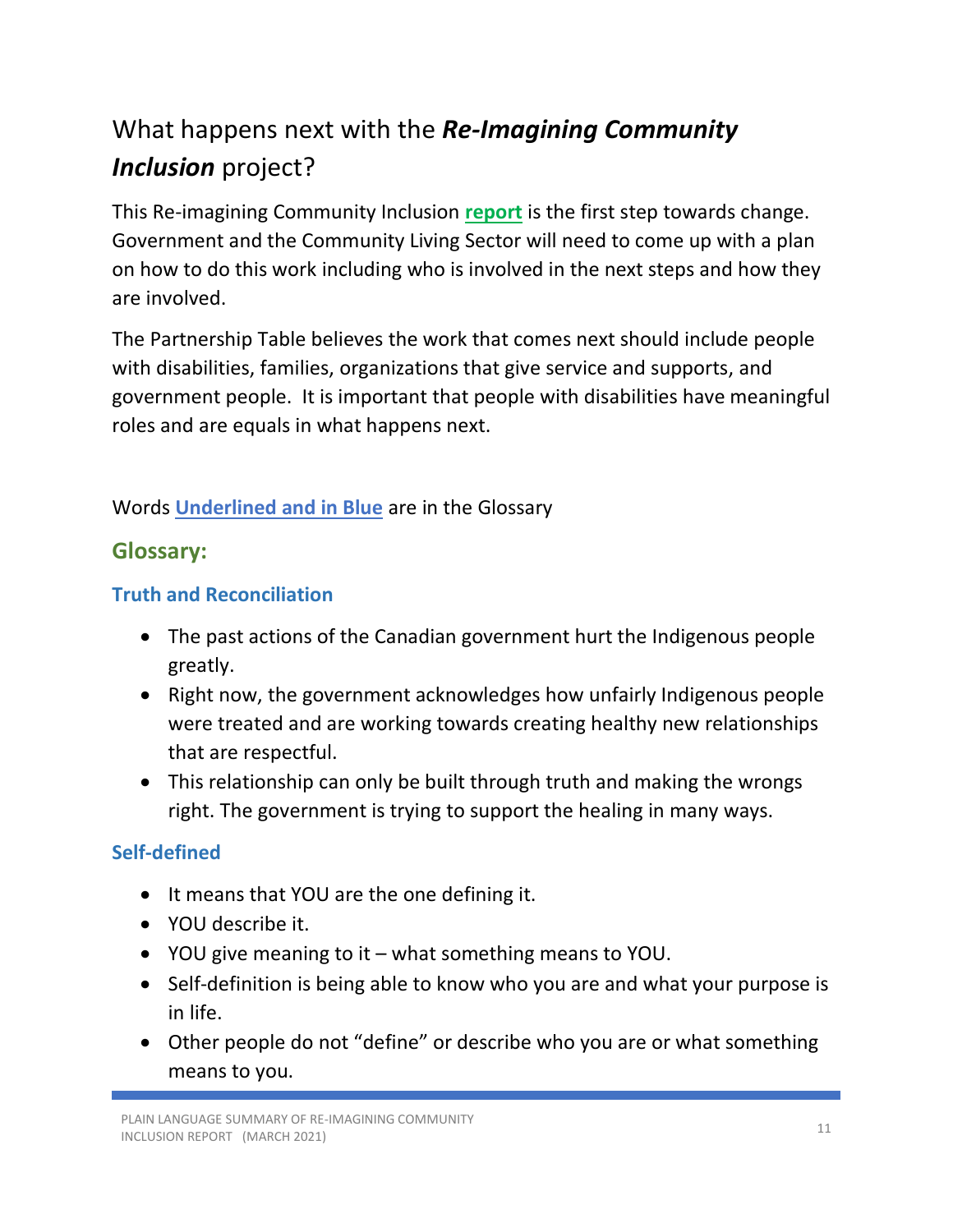## What happens next with the ***Re-Imagining Community Inclusion*** project?

This Re-imagining Community Inclusion **report** is the first step towards change. Government and the Community Living Sector will need to come up with a plan on how to do this work including who is involved in the next steps and how they are involved.

The Partnership Table believes the work that comes next should include people with disabilities, families, organizations that give service and supports, and government people. It is important that people with disabilities have meaningful roles and are equals in what happens next.

Words **Underlined and in Blue** are in the Glossary

## Glossary:

### Truth and Reconciliation

- The past actions of the Canadian government hurt the Indigenous people greatly.
- Right now, the government acknowledges how unfairly Indigenous people were treated and are working towards creating healthy new relationships that are respectful.
- This relationship can only be built through truth and making the wrongs right. The government is trying to support the healing in many ways.

### Self-defined

- It means that YOU are the one defining it.
- YOU describe it.
- YOU give meaning to it – what something means to YOU.
- Self-definition is being able to know who you are and what your purpose is in life.
- Other people do not "define" or describe who you are or what something means to you.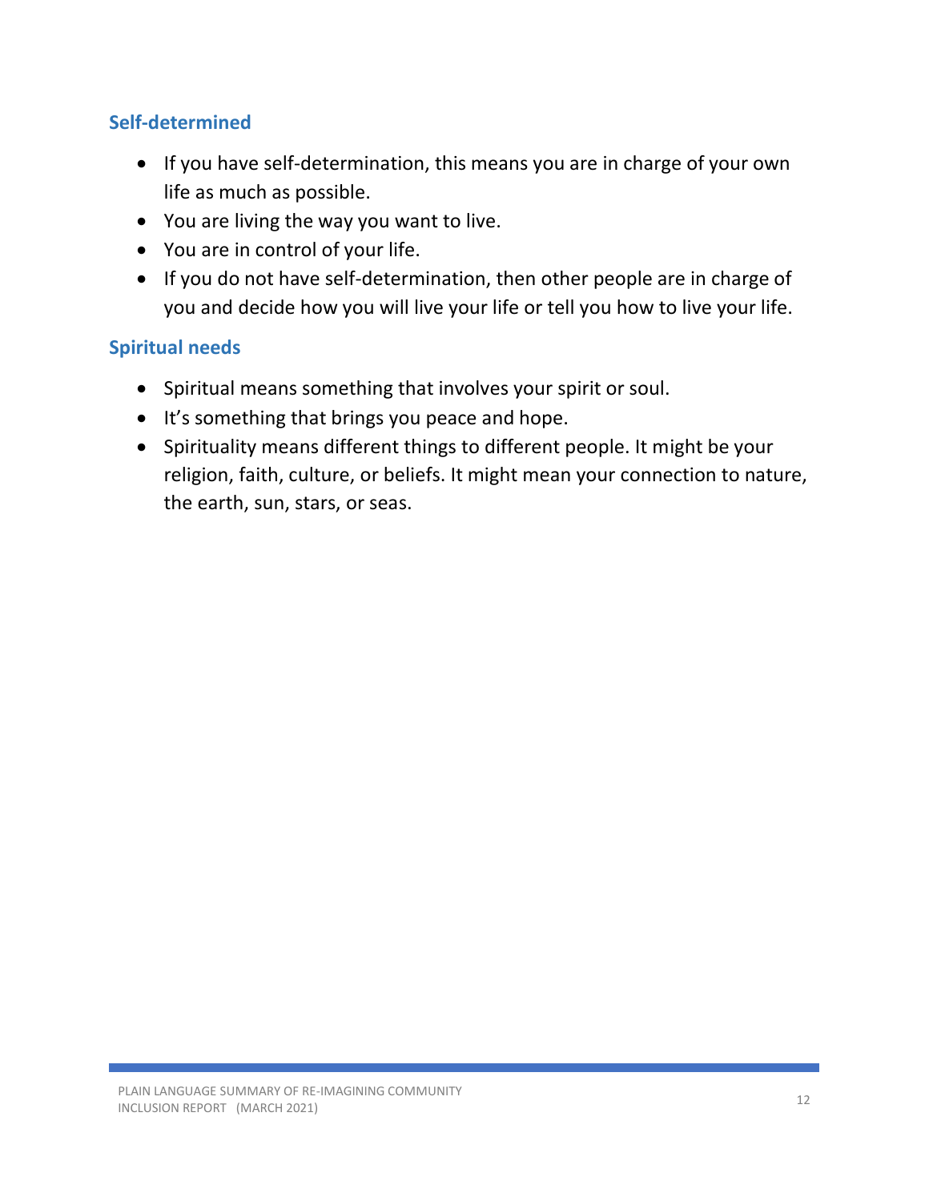### Self-determined

- If you have self-determination, this means you are in charge of your own life as much as possible.
- You are living the way you want to live.
- You are in control of your life.
- If you do not have self-determination, then other people are in charge of you and decide how you will live your life or tell you how to live your life.

### Spiritual needs

- Spiritual means something that involves your spirit or soul.
- It's something that brings you peace and hope.
- Spirituality means different things to different people. It might be your religion, faith, culture, or beliefs. It might mean your connection to nature, the earth, sun, stars, or seas.